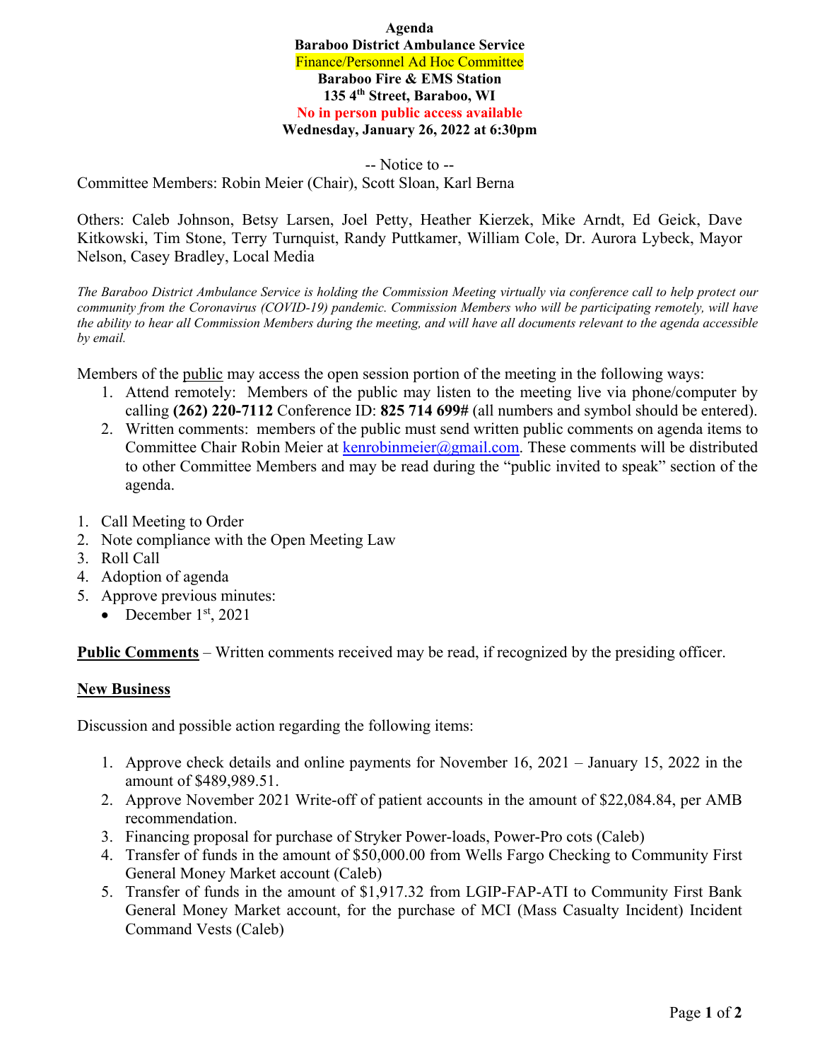**Agenda**
**Baraboo District Ambulance Service**
Finance/Personnel Ad Hoc Committee
**Baraboo Fire & EMS Station**
**135 4th Street, Baraboo, WI**
**No in person public access available**
**Wednesday, January 26, 2022 at 6:30pm**

-- Notice to --

Committee Members: Robin Meier (Chair), Scott Sloan, Karl Berna

Others: Caleb Johnson, Betsy Larsen, Joel Petty, Heather Kierzek, Mike Arndt, Ed Geick, Dave Kitkowski, Tim Stone, Terry Turnquist, Randy Puttkamer, William Cole, Dr. Aurora Lybeck, Mayor Nelson, Casey Bradley, Local Media

*The Baraboo District Ambulance Service is holding the Commission Meeting virtually via conference call to help protect our community from the Coronavirus (COVID-19) pandemic. Commission Members who will be participating remotely, will have the ability to hear all Commission Members during the meeting, and will have all documents relevant to the agenda accessible by email.*

Members of the public may access the open session portion of the meeting in the following ways:

1. Attend remotely: Members of the public may listen to the meeting live via phone/computer by calling **(262) 220-7112** Conference ID: **825 714 699#** (all numbers and symbol should be entered).
2. Written comments: members of the public must send written public comments on agenda items to Committee Chair Robin Meier at kenrobinmeier@gmail.com. These comments will be distributed to other Committee Members and may be read during the "public invited to speak" section of the agenda.

1. Call Meeting to Order
2. Note compliance with the Open Meeting Law
3. Roll Call
4. Adoption of agenda
5. Approve previous minutes:
   - December 1st, 2021

**Public Comments** – Written comments received may be read, if recognized by the presiding officer.

**New Business**

Discussion and possible action regarding the following items:

1. Approve check details and online payments for November 16, 2021 – January 15, 2022 in the amount of $489,989.51.
2. Approve November 2021 Write-off of patient accounts in the amount of $22,084.84, per AMB recommendation.
3. Financing proposal for purchase of Stryker Power-loads, Power-Pro cots (Caleb)
4. Transfer of funds in the amount of $50,000.00 from Wells Fargo Checking to Community First General Money Market account (Caleb)
5. Transfer of funds in the amount of $1,917.32 from LGIP-FAP-ATI to Community First Bank General Money Market account, for the purchase of MCI (Mass Casualty Incident) Incident Command Vests (Caleb)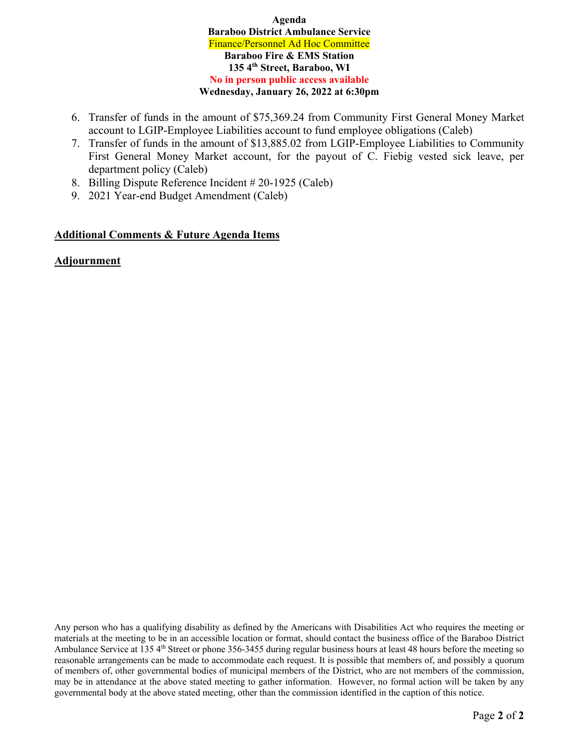**Agenda**
**Baraboo District Ambulance Service**
Finance/Personnel Ad Hoc Committee
**Baraboo Fire & EMS Station**
**135 4th Street, Baraboo, WI**
**No in person public access available**
**Wednesday, January 26, 2022 at 6:30pm**

6. Transfer of funds in the amount of $75,369.24 from Community First General Money Market account to LGIP-Employee Liabilities account to fund employee obligations (Caleb)
7. Transfer of funds in the amount of $13,885.02 from LGIP-Employee Liabilities to Community First General Money Market account, for the payout of C. Fiebig vested sick leave, per department policy (Caleb)
8. Billing Dispute Reference Incident # 20-1925 (Caleb)
9. 2021 Year-end Budget Amendment (Caleb)

**Additional Comments & Future Agenda Items**

**Adjournment**

Any person who has a qualifying disability as defined by the Americans with Disabilities Act who requires the meeting or materials at the meeting to be in an accessible location or format, should contact the business office of the Baraboo District Ambulance Service at 135 4th Street or phone 356-3455 during regular business hours at least 48 hours before the meeting so reasonable arrangements can be made to accommodate each request. It is possible that members of, and possibly a quorum of members of, other governmental bodies of municipal members of the District, who are not members of the commission, may be in attendance at the above stated meeting to gather information. However, no formal action will be taken by any governmental body at the above stated meeting, other than the commission identified in the caption of this notice.